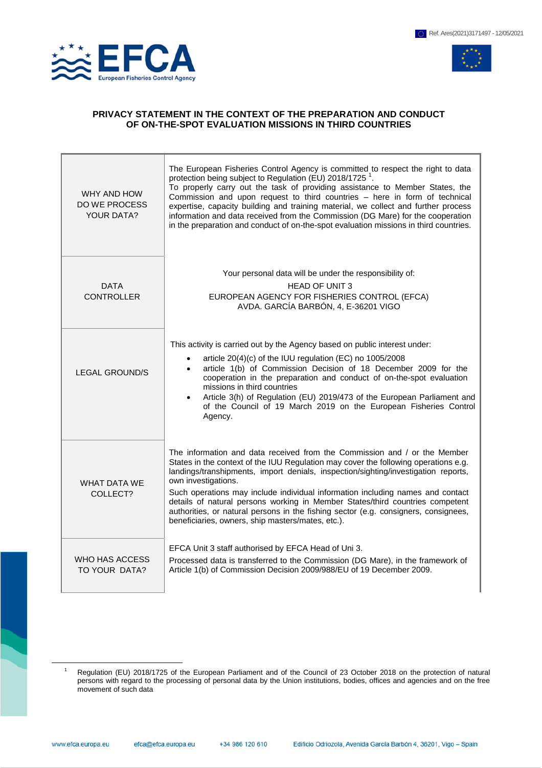Ref. Ares(2021)3171497 - 12/05/2021

# PRIVACY STATEMENT IN THE CONTEXT OF THE PREPARATION AND CONDUCT OF ON-THE-SPOT EVALUATION MISSIONS IN THIRD COUNTRIES

| | |
|---|---|
| WHY AND HOW DO WE PROCESS YOUR DATA? | The European Fisheries Control Agency is committed to respect the right to data protection being subject to Regulation (EU) 2018/1725 [1]. To properly carry out the task of providing assistance to Member States, the Commission and upon request to third countries – here in form of technical expertise, capacity building and training material, we collect and further process information and data received from the Commission (DG Mare) for the cooperation in the preparation and conduct of on-the-spot evaluation missions in third countries. |
| DATA CONTROLLER | Your personal data will be under the responsibility of: HEAD OF UNIT 3 EUROPEAN AGENCY FOR FISHERIES CONTROL (EFCA) AVDA. GARCÍA BARBÓN, 4, E-36201 VIGO |
| LEGAL GROUND/S | This activity is carried out by the Agency based on public interest under: <br>• article 20(4)(c) of the IUU regulation (EC) no 1005/2008 <br>• article 1(b) of Commission Decision of 18 December 2009 for the cooperation in the preparation and conduct of on-the-spot evaluation missions in third countries <br>• Article 3(h) of Regulation (EU) 2019/473 of the European Parliament and of the Council of 19 March 2019 on the European Fisheries Control Agency. |
| WHAT DATA WE COLLECT? | The information and data received from the Commission and / or the Member States in the context of the IUU Regulation may cover the following operations e.g. landings/transhipments, import denials, inspection/sighting/investigation reports, own investigations. <br>Such operations may include individual information including names and contact details of natural persons working in Member States/third countries competent authorities, or natural persons in the fishing sector (e.g. consigners, consignees, beneficiaries, owners, ship masters/mates, etc.). |
| WHO HAS ACCESS TO YOUR DATA? | EFCA Unit 3 staff authorised by EFCA Head of Uni 3. <br>Processed data is transferred to the Commission (DG Mare), in the framework of Article 1(b) of Commission Decision 2009/988/EU of 19 December 2009. |

[1] Regulation (EU) 2018/1725 of the European Parliament and of the Council of 23 October 2018 on the protection of natural persons with regard to the processing of personal data by the Union institutions, bodies, offices and agencies and on the free movement of such data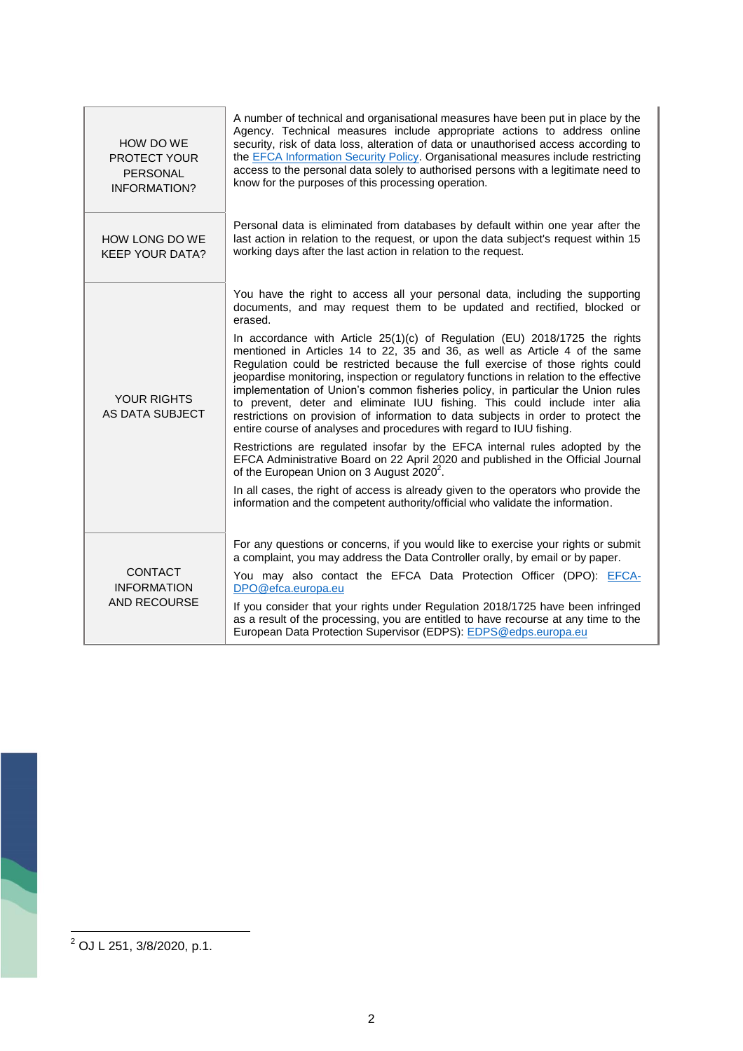| | |
|---|---|
| HOW DO WE PROTECT YOUR PERSONAL INFORMATION? | A number of technical and organisational measures have been put in place by the Agency. Technical measures include appropriate actions to address online security, risk of data loss, alteration of data or unauthorised access according to the EFCA Information Security Policy. Organisational measures include restricting access to the personal data solely to authorised persons with a legitimate need to know for the purposes of this processing operation. |
| HOW LONG DO WE KEEP YOUR DATA? | Personal data is eliminated from databases by default within one year after the last action in relation to the request, or upon the data subject's request within 15 working days after the last action in relation to the request. |
| YOUR RIGHTS AS DATA SUBJECT | You have the right to access all your personal data, including the supporting documents, and may request them to be updated and rectified, blocked or erased.<br><br>In accordance with Article 25(1)(c) of Regulation (EU) 2018/1725 the rights mentioned in Articles 14 to 22, 35 and 36, as well as Article 4 of the same Regulation could be restricted because the full exercise of those rights could jeopardise monitoring, inspection or regulatory functions in relation to the effective implementation of Union's common fisheries policy, in particular the Union rules to prevent, deter and eliminate IUU fishing. This could include inter alia restrictions on provision of information to data subjects in order to protect the entire course of analyses and procedures with regard to IUU fishing.<br><br>Restrictions are regulated insofar by the EFCA internal rules adopted by the EFCA Administrative Board on 22 April 2020 and published in the Official Journal of the European Union on 3 August 2020[2].<br><br>In all cases, the right of access is already given to the operators who provide the information and the competent authority/official who validate the information. |
| CONTACT INFORMATION AND RECOURSE | For any questions or concerns, if you would like to exercise your rights or submit a complaint, you may address the Data Controller orally, by email or by paper.<br><br>You may also contact the EFCA Data Protection Officer (DPO): EFCA-DPO@efca.europa.eu<br><br>If you consider that your rights under Regulation 2018/1725 have been infringed as a result of the processing, you are entitled to have recourse at any time to the European Data Protection Supervisor (EDPS): EDPS@edps.europa.eu |

[2] OJ L 251, 3/8/2020, p.1.